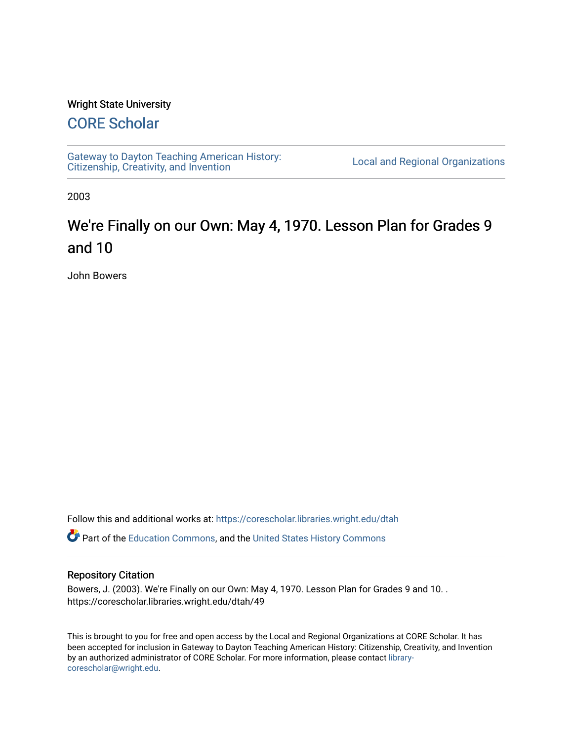Wright State University

## CORE Scholar

Gateway to Dayton Teaching American History: Citizenship, Creativity, and Invention

Local and Regional Organizations

2003

# We're Finally on our Own: May 4, 1970. Lesson Plan for Grades 9 and 10

John Bowers

Follow this and additional works at: https://corescholar.libraries.wright.edu/dtah

Part of the Education Commons, and the United States History Commons

### Repository Citation

Bowers, J. (2003). We're Finally on our Own: May 4, 1970. Lesson Plan for Grades 9 and 10. . https://corescholar.libraries.wright.edu/dtah/49

This is brought to you for free and open access by the Local and Regional Organizations at CORE Scholar. It has been accepted for inclusion in Gateway to Dayton Teaching American History: Citizenship, Creativity, and Invention by an authorized administrator of CORE Scholar. For more information, please contact library-corescholar@wright.edu.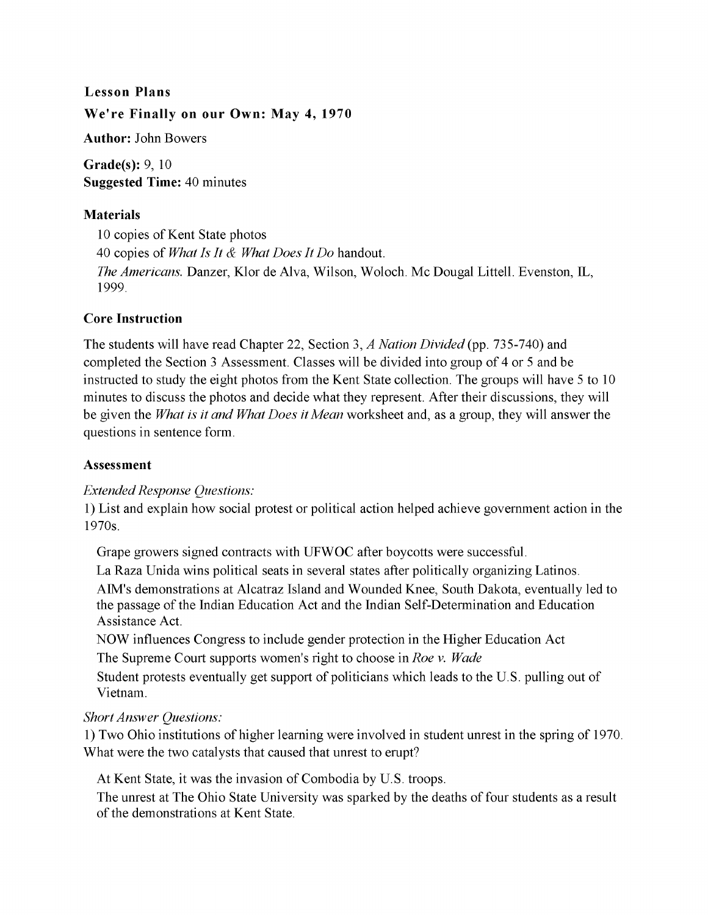**Lesson Plans**

**We're Finally on our Own: May 4, 1970**

**Author:** John Bowers

**Grade(s):** 9, 10
**Suggested Time:** 40 minutes

## Materials

10 copies of Kent State photos
40 copies of *What Is It & What Does It Do* handout.
*The Americans.* Danzer, Klor de Alva, Wilson, Woloch. Mc Dougal Littell. Evenston, IL, 1999.

## Core Instruction

The students will have read Chapter 22, Section 3, *A Nation Divided* (pp. 735-740) and completed the Section 3 Assessment. Classes will be divided into group of 4 or 5 and be instructed to study the eight photos from the Kent State collection. The groups will have 5 to 10 minutes to discuss the photos and decide what they represent. After their discussions, they will be given the *What is it and What Does it Mean* worksheet and, as a group, they will answer the questions in sentence form.

## Assessment

*Extended Response Questions:*

1) List and explain how social protest or political action helped achieve government action in the 1970s.

Grape growers signed contracts with UFWOC after boycotts were successful.
La Raza Unida wins political seats in several states after politically organizing Latinos.
AIM's demonstrations at Alcatraz Island and Wounded Knee, South Dakota, eventually led to the passage of the Indian Education Act and the Indian Self-Determination and Education Assistance Act.
NOW influences Congress to include gender protection in the Higher Education Act
The Supreme Court supports women's right to choose in *Roe v. Wade*
Student protests eventually get support of politicians which leads to the U.S. pulling out of Vietnam.

*Short Answer Questions:*

1) Two Ohio institutions of higher learning were involved in student unrest in the spring of 1970. What were the two catalysts that caused that unrest to erupt?

At Kent State, it was the invasion of Combodia by U.S. troops.
The unrest at The Ohio State University was sparked by the deaths of four students as a result of the demonstrations at Kent State.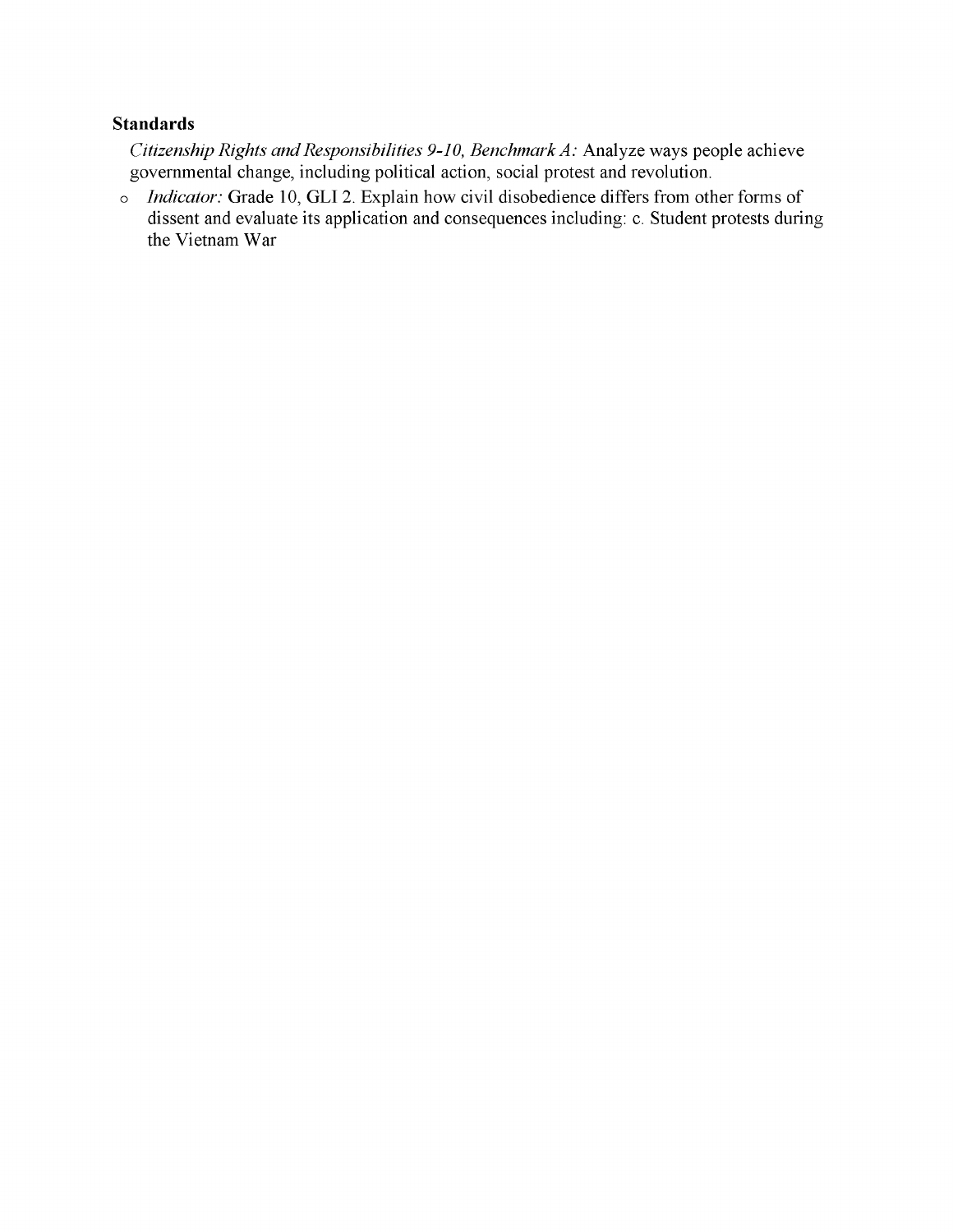**Standards**

*Citizenship Rights and Responsibilities 9-10, Benchmark A:* Analyze ways people achieve governmental change, including political action, social protest and revolution.

- *Indicator:* Grade 10, GLI 2. Explain how civil disobedience differs from other forms of dissent and evaluate its application and consequences including: c. Student protests during the Vietnam War